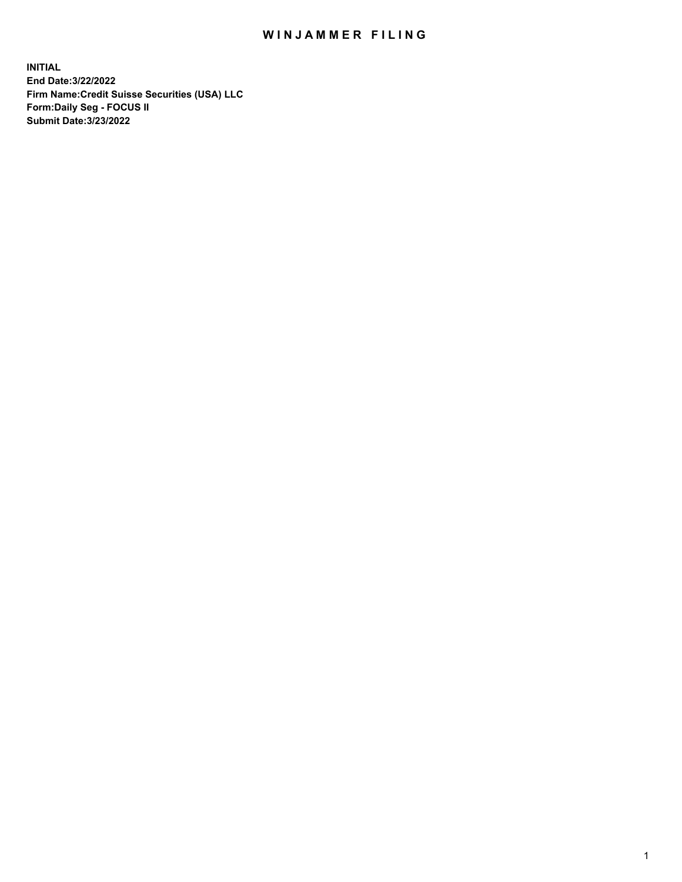# WINJAMMER FILING

**INITIAL**
**End Date:3/22/2022**
**Firm Name:Credit Suisse Securities (USA) LLC**
**Form:Daily Seg - FOCUS II**
**Submit Date:3/23/2022**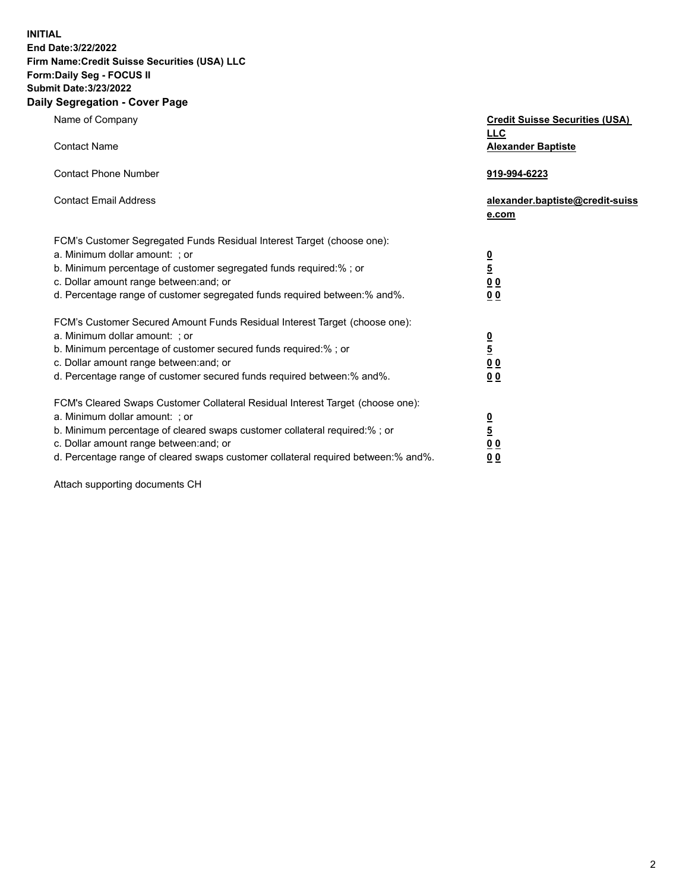**INITIAL**
**End Date:3/22/2022**
**Firm Name:Credit Suisse Securities (USA) LLC**
**Form:Daily Seg - FOCUS II**
**Submit Date:3/23/2022**

## Daily Segregation - Cover Page

| | |
|---|---|
| Name of Company | **Credit Suisse Securities (USA) LLC** |
| Contact Name | **Alexander Baptiste** |
| Contact Phone Number | **919-994-6223** |
| Contact Email Address | **alexander.baptiste@credit-suisse.com** |
| FCM's Customer Segregated Funds Residual Interest Target (choose one): | |
| a. Minimum dollar amount: ; or | **0** |
| b. Minimum percentage of customer segregated funds required:% ; or | **5** |
| c. Dollar amount range between:and; or | **0 0** |
| d. Percentage range of customer segregated funds required between:% and%. | **0 0** |
| FCM's Customer Secured Amount Funds Residual Interest Target (choose one): | |
| a. Minimum dollar amount: ; or | **0** |
| b. Minimum percentage of customer secured funds required:% ; or | **5** |
| c. Dollar amount range between:and; or | **0 0** |
| d. Percentage range of customer secured funds required between:% and%. | **0 0** |
| FCM's Cleared Swaps Customer Collateral Residual Interest Target (choose one): | |
| a. Minimum dollar amount: ; or | **0** |
| b. Minimum percentage of cleared swaps customer collateral required:% ; or | **5** |
| c. Dollar amount range between:and; or | **0 0** |
| d. Percentage range of cleared swaps customer collateral required between:% and%. | **0 0** |

Attach supporting documents CH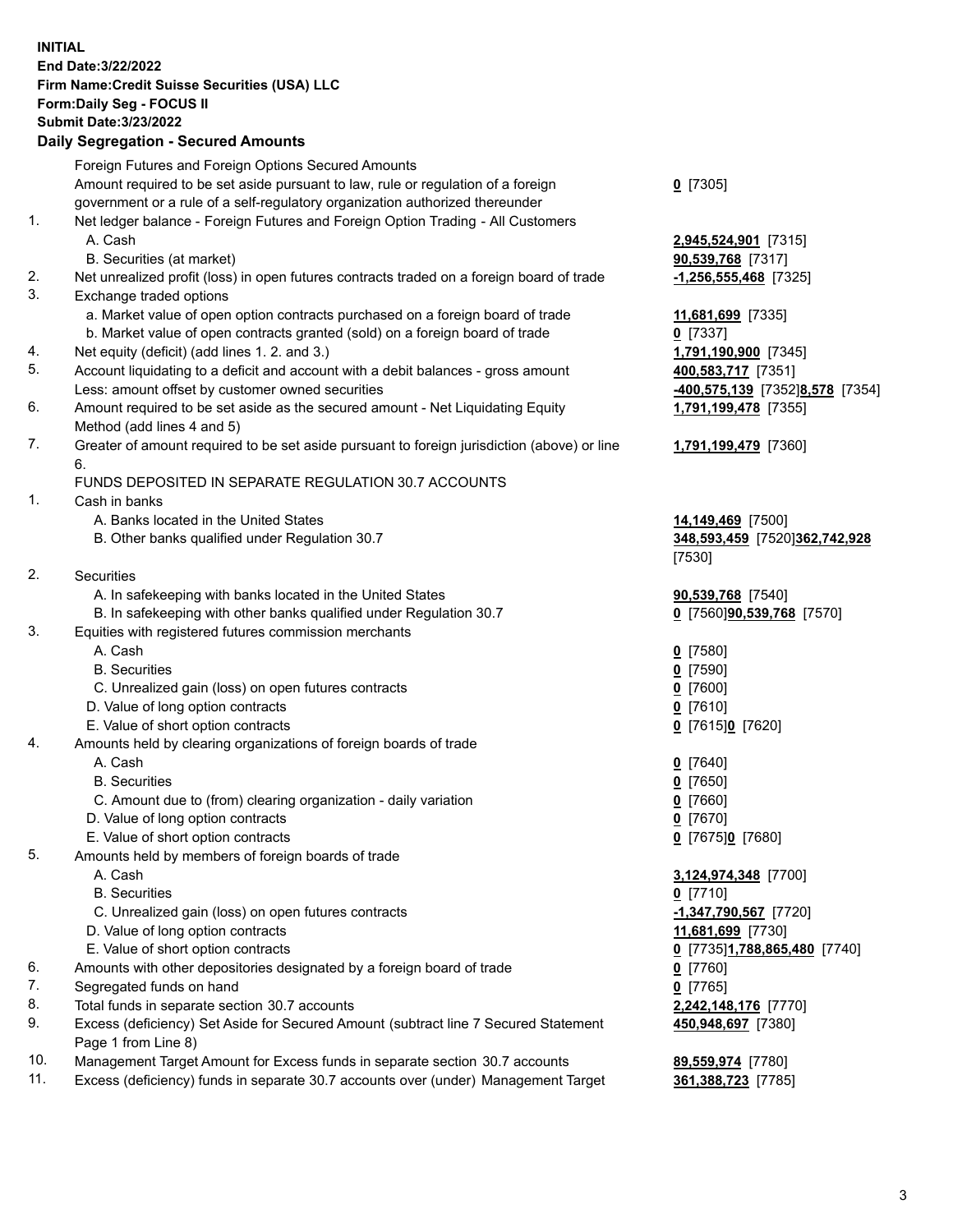**INITIAL**
**End Date:3/22/2022**
**Firm Name:Credit Suisse Securities (USA) LLC**
**Form:Daily Seg - FOCUS II**
**Submit Date:3/23/2022**

## Daily Segregation - Secured Amounts

| | | |
|---|---|---|
| | Foreign Futures and Foreign Options Secured Amounts | |
| | Amount required to be set aside pursuant to law, rule or regulation of a foreign government or a rule of a self-regulatory organization authorized thereunder | **0** [7305] |
| 1. | Net ledger balance - Foreign Futures and Foreign Option Trading - All Customers | |
| | A. Cash | **2,945,524,901** [7315] |
| | B. Securities (at market) | **90,539,768** [7317] |
| 2. | Net unrealized profit (loss) in open futures contracts traded on a foreign board of trade | **-1,256,555,468** [7325] |
| 3. | Exchange traded options | |
| | a. Market value of open option contracts purchased on a foreign board of trade | **11,681,699** [7335] |
| | b. Market value of open contracts granted (sold) on a foreign board of trade | **0** [7337] |
| 4. | Net equity (deficit) (add lines 1. 2. and 3.) | **1,791,190,900** [7345] |
| 5. | Account liquidating to a deficit and account with a debit balances - gross amount | **400,583,717** [7351] |
| | Less: amount offset by customer owned securities | **-400,575,139** [7352]**8,578** [7354] |
| 6. | Amount required to be set aside as the secured amount - Net Liquidating Equity Method (add lines 4 and 5) | **1,791,199,478** [7355] |
| 7. | Greater of amount required to be set aside pursuant to foreign jurisdiction (above) or line 6. | **1,791,199,479** [7360] |
| | FUNDS DEPOSITED IN SEPARATE REGULATION 30.7 ACCOUNTS | |
| 1. | Cash in banks | |
| | A. Banks located in the United States | **14,149,469** [7500] |
| | B. Other banks qualified under Regulation 30.7 | **348,593,459** [7520]**362,742,928** [7530] |
| 2. | Securities | |
| | A. In safekeeping with banks located in the United States | **90,539,768** [7540] |
| | B. In safekeeping with other banks qualified under Regulation 30.7 | **0** [7560]**90,539,768** [7570] |
| 3. | Equities with registered futures commission merchants | |
| | A. Cash | **0** [7580] |
| | B. Securities | **0** [7590] |
| | C. Unrealized gain (loss) on open futures contracts | **0** [7600] |
| | D. Value of long option contracts | **0** [7610] |
| | E. Value of short option contracts | **0** [7615]**0** [7620] |
| 4. | Amounts held by clearing organizations of foreign boards of trade | |
| | A. Cash | **0** [7640] |
| | B. Securities | **0** [7650] |
| | C. Amount due to (from) clearing organization - daily variation | **0** [7660] |
| | D. Value of long option contracts | **0** [7670] |
| | E. Value of short option contracts | **0** [7675]**0** [7680] |
| 5. | Amounts held by members of foreign boards of trade | |
| | A. Cash | **3,124,974,348** [7700] |
| | B. Securities | **0** [7710] |
| | C. Unrealized gain (loss) on open futures contracts | **-1,347,790,567** [7720] |
| | D. Value of long option contracts | **11,681,699** [7730] |
| | E. Value of short option contracts | **0** [7735]**1,788,865,480** [7740] |
| 6. | Amounts with other depositories designated by a foreign board of trade | **0** [7760] |
| 7. | Segregated funds on hand | **0** [7765] |
| 8. | Total funds in separate section 30.7 accounts | **2,242,148,176** [7770] |
| 9. | Excess (deficiency) Set Aside for Secured Amount (subtract line 7 Secured Statement Page 1 from Line 8) | **450,948,697** [7380] |
| 10. | Management Target Amount for Excess funds in separate section 30.7 accounts | **89,559,974** [7780] |
| 11. | Excess (deficiency) funds in separate 30.7 accounts over (under) Management Target | **361,388,723** [7785] |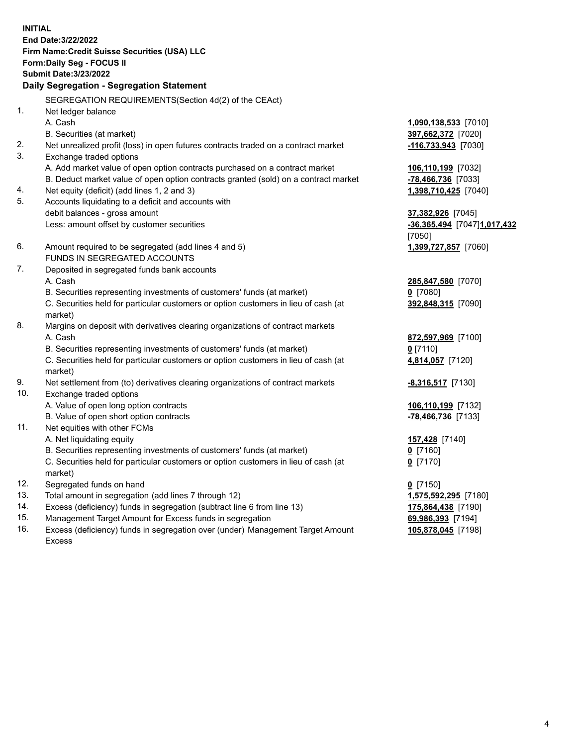**INITIAL**
**End Date:3/22/2022**
**Firm Name:Credit Suisse Securities (USA) LLC**
**Form:Daily Seg - FOCUS II**
**Submit Date:3/23/2022**

## Daily Segregation - Segregation Statement

SEGREGATION REQUIREMENTS(Section 4d(2) of the CEAct)

| | | |
|---|---|---|
| 1. | Net ledger balance | |
| | A. Cash | **1,090,138,533** [7010] |
| | B. Securities (at market) | **397,662,372** [7020] |
| 2. | Net unrealized profit (loss) in open futures contracts traded on a contract market | **-116,733,943** [7030] |
| 3. | Exchange traded options | |
| | A. Add market value of open option contracts purchased on a contract market | **106,110,199** [7032] |
| | B. Deduct market value of open option contracts granted (sold) on a contract market | **-78,466,736** [7033] |
| 4. | Net equity (deficit) (add lines 1, 2 and 3) | **1,398,710,425** [7040] |
| 5. | Accounts liquidating to a deficit and accounts with debit balances - gross amount | **37,382,926** [7045] |
| | Less: amount offset by customer securities | **-36,365,494** [7047] **1,017,432** [7050] |
| 6. | Amount required to be segregated (add lines 4 and 5) | **1,399,727,857** [7060] |
| | FUNDS IN SEGREGATED ACCOUNTS | |
| 7. | Deposited in segregated funds bank accounts | |
| | A. Cash | **285,847,580** [7070] |
| | B. Securities representing investments of customers' funds (at market) | **0** [7080] |
| | C. Securities held for particular customers or option customers in lieu of cash (at market) | **392,848,315** [7090] |
| 8. | Margins on deposit with derivatives clearing organizations of contract markets | |
| | A. Cash | **872,597,969** [7100] |
| | B. Securities representing investments of customers' funds (at market) | **0** [7110] |
| | C. Securities held for particular customers or option customers in lieu of cash (at market) | **4,814,057** [7120] |
| 9. | Net settlement from (to) derivatives clearing organizations of contract markets | **-8,316,517** [7130] |
| 10. | Exchange traded options | |
| | A. Value of open long option contracts | **106,110,199** [7132] |
| | B. Value of open short option contracts | **-78,466,736** [7133] |
| 11. | Net equities with other FCMs | |
| | A. Net liquidating equity | **157,428** [7140] |
| | B. Securities representing investments of customers' funds (at market) | **0** [7160] |
| | C. Securities held for particular customers or option customers in lieu of cash (at market) | **0** [7170] |
| 12. | Segregated funds on hand | **0** [7150] |
| 13. | Total amount in segregation (add lines 7 through 12) | **1,575,592,295** [7180] |
| 14. | Excess (deficiency) funds in segregation (subtract line 6 from line 13) | **175,864,438** [7190] |
| 15. | Management Target Amount for Excess funds in segregation | **69,986,393** [7194] |
| 16. | Excess (deficiency) funds in segregation over (under) Management Target Amount Excess | **105,878,045** [7198] |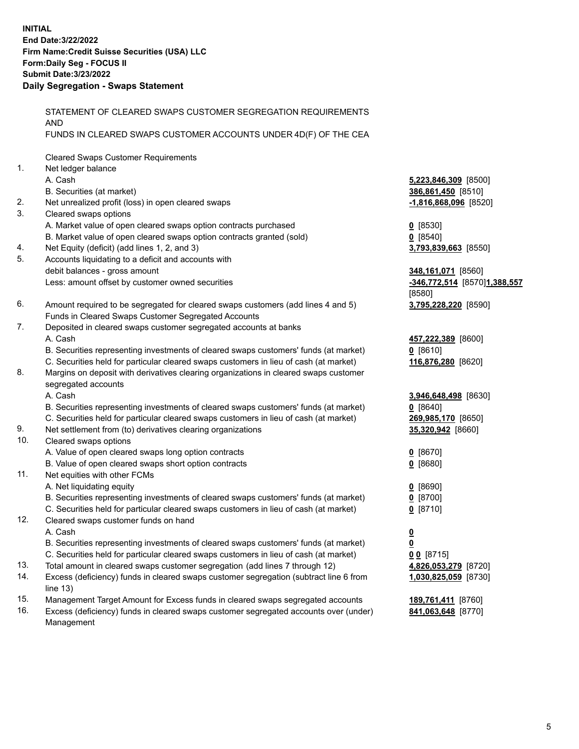**INITIAL**
**End Date:3/22/2022**
**Firm Name:Credit Suisse Securities (USA) LLC**
**Form:Daily Seg - FOCUS II**
**Submit Date:3/23/2022**
**Daily Segregation - Swaps Statement**

STATEMENT OF CLEARED SWAPS CUSTOMER SEGREGATION REQUIREMENTS AND
FUNDS IN CLEARED SWAPS CUSTOMER ACCOUNTS UNDER 4D(F) OF THE CEA

| | | |
|---|---|---|
| | Cleared Swaps Customer Requirements | |
| 1. | Net ledger balance | |
| | A. Cash | **5,223,846,309** [8500] |
| | B. Securities (at market) | **386,861,450** [8510] |
| 2. | Net unrealized profit (loss) in open cleared swaps | **-1,816,868,096** [8520] |
| 3. | Cleared swaps options | |
| | A. Market value of open cleared swaps option contracts purchased | **0** [8530] |
| | B. Market value of open cleared swaps option contracts granted (sold) | **0** [8540] |
| 4. | Net Equity (deficit) (add lines 1, 2, and 3) | **3,793,839,663** [8550] |
| 5. | Accounts liquidating to a deficit and accounts with debit balances - gross amount | **348,161,071** [8560] |
| | Less: amount offset by customer owned securities | **-346,772,514** [8570]**1,388,557** [8580] |
| 6. | Amount required to be segregated for cleared swaps customers (add lines 4 and 5) | **3,795,228,220** [8590] |
| | Funds in Cleared Swaps Customer Segregated Accounts | |
| 7. | Deposited in cleared swaps customer segregated accounts at banks | |
| | A. Cash | **457,222,389** [8600] |
| | B. Securities representing investments of cleared swaps customers' funds (at market) | **0** [8610] |
| | C. Securities held for particular cleared swaps customers in lieu of cash (at market) | **116,876,280** [8620] |
| 8. | Margins on deposit with derivatives clearing organizations in cleared swaps customer segregated accounts | |
| | A. Cash | **3,946,648,498** [8630] |
| | B. Securities representing investments of cleared swaps customers' funds (at market) | **0** [8640] |
| | C. Securities held for particular cleared swaps customers in lieu of cash (at market) | **269,985,170** [8650] |
| 9. | Net settlement from (to) derivatives clearing organizations | **35,320,942** [8660] |
| 10. | Cleared swaps options | |
| | A. Value of open cleared swaps long option contracts | **0** [8670] |
| | B. Value of open cleared swaps short option contracts | **0** [8680] |
| 11. | Net equities with other FCMs | |
| | A. Net liquidating equity | **0** [8690] |
| | B. Securities representing investments of cleared swaps customers' funds (at market) | **0** [8700] |
| | C. Securities held for particular cleared swaps customers in lieu of cash (at market) | **0** [8710] |
| 12. | Cleared swaps customer funds on hand | |
| | A. Cash | **0** |
| | B. Securities representing investments of cleared swaps customers' funds (at market) | **0** |
| | C. Securities held for particular cleared swaps customers in lieu of cash (at market) | **0** **0** [8715] |
| 13. | Total amount in cleared swaps customer segregation (add lines 7 through 12) | **4,826,053,279** [8720] |
| 14. | Excess (deficiency) funds in cleared swaps customer segregation (subtract line 6 from line 13) | **1,030,825,059** [8730] |
| 15. | Management Target Amount for Excess funds in cleared swaps segregated accounts | **189,761,411** [8760] |
| 16. | Excess (deficiency) funds in cleared swaps customer segregated accounts over (under) Management | **841,063,648** [8770] |